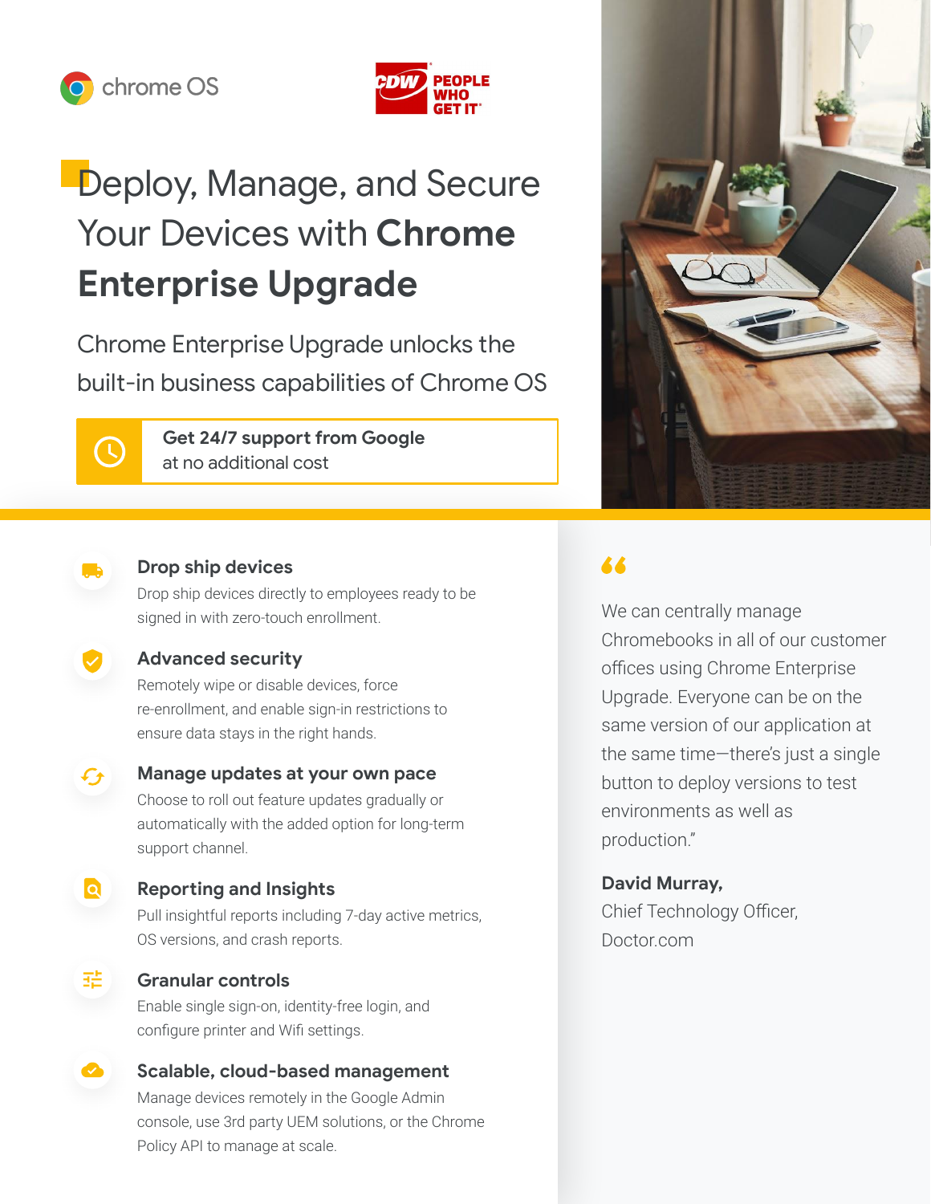chrome OS

CDW PEOPLE WHO GET IT

# Deploy, Manage, and Secure Your Devices with **Chrome Enterprise Upgrade**

Chrome Enterprise Upgrade unlocks the built-in business capabilities of Chrome OS

**Get 24/7 support from Google**
at no additional cost

### Drop ship devices

Drop ship devices directly to employees ready to be signed in with zero-touch enrollment.

### Advanced security

Remotely wipe or disable devices, force re-enrollment, and enable sign-in restrictions to ensure data stays in the right hands.

### Manage updates at your own pace

Choose to roll out feature updates gradually or automatically with the added option for long-term support channel.

### Reporting and Insights

Pull insightful reports including 7-day active metrics, OS versions, and crash reports.

### Granular controls

Enable single sign-on, identity-free login, and configure printer and Wifi settings.

### Scalable, cloud-based management

Manage devices remotely in the Google Admin console, use 3rd party UEM solutions, or the Chrome Policy API to manage at scale.

> "We can centrally manage Chromebooks in all of our customer offices using Chrome Enterprise Upgrade. Everyone can be on the same version of our application at the same time—there's just a single button to deploy versions to test environments as well as production."

**David Murray,**
Chief Technology Officer,
Doctor.com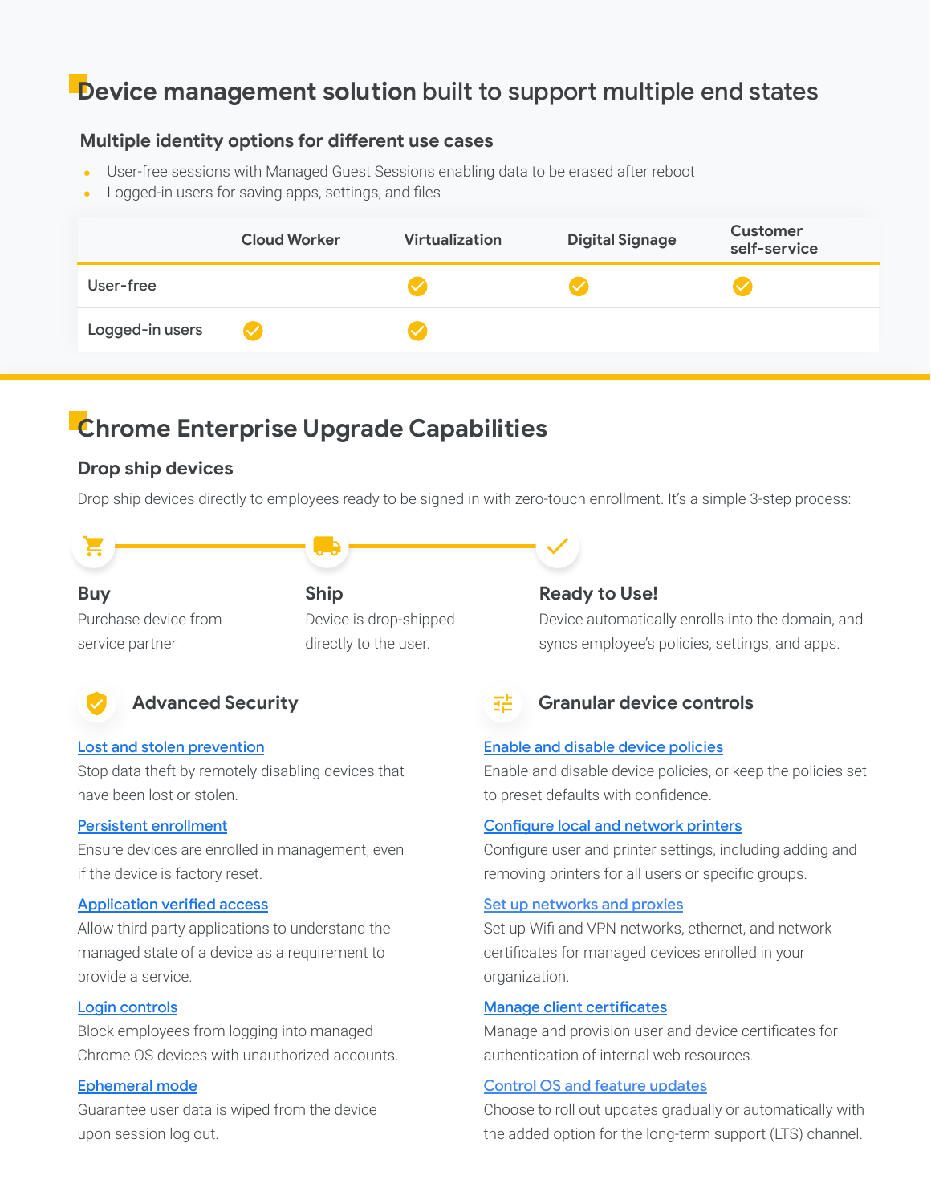# Device management solution built to support multiple end states

### Multiple identity options for different use cases

- User-free sessions with Managed Guest Sessions enabling data to be erased after reboot
- Logged-in users for saving apps, settings, and files

| | Cloud Worker | Virtualization | Digital Signage | Customer self-service |
|---|---|---|---|---|
| User-free | | ✓ | ✓ | ✓ |
| Logged-in users | ✓ | ✓ | | |

# Chrome Enterprise Upgrade Capabilities

## Drop ship devices

Drop ship devices directly to employees ready to be signed in with zero-touch enrollment. It's a simple 3-step process:

**Buy**
Purchase device from service partner

**Ship**
Device is drop-shipped directly to the user.

**Ready to Use!**
Device automatically enrolls into the domain, and syncs employee's policies, settings, and apps.

### Advanced Security

**Lost and stolen prevention**
Stop data theft by remotely disabling devices that have been lost or stolen.

**Persistent enrollment**
Ensure devices are enrolled in management, even if the device is factory reset.

**Application verified access**
Allow third party applications to understand the managed state of a device as a requirement to provide a service.

**Login controls**
Block employees from logging into managed Chrome OS devices with unauthorized accounts.

**Ephemeral mode**
Guarantee user data is wiped from the device upon session log out.

### Granular device controls

**Enable and disable device policies**
Enable and disable device policies, or keep the policies set to preset defaults with confidence.

**Configure local and network printers**
Configure user and printer settings, including adding and removing printers for all users or specific groups.

**Set up networks and proxies**
Set up Wifi and VPN networks, ethernet, and network certificates for managed devices enrolled in your organization.

**Manage client certificates**
Manage and provision user and device certificates for authentication of internal web resources.

**Control OS and feature updates**
Choose to roll out updates gradually or automatically with the added option for the long-term support (LTS) channel.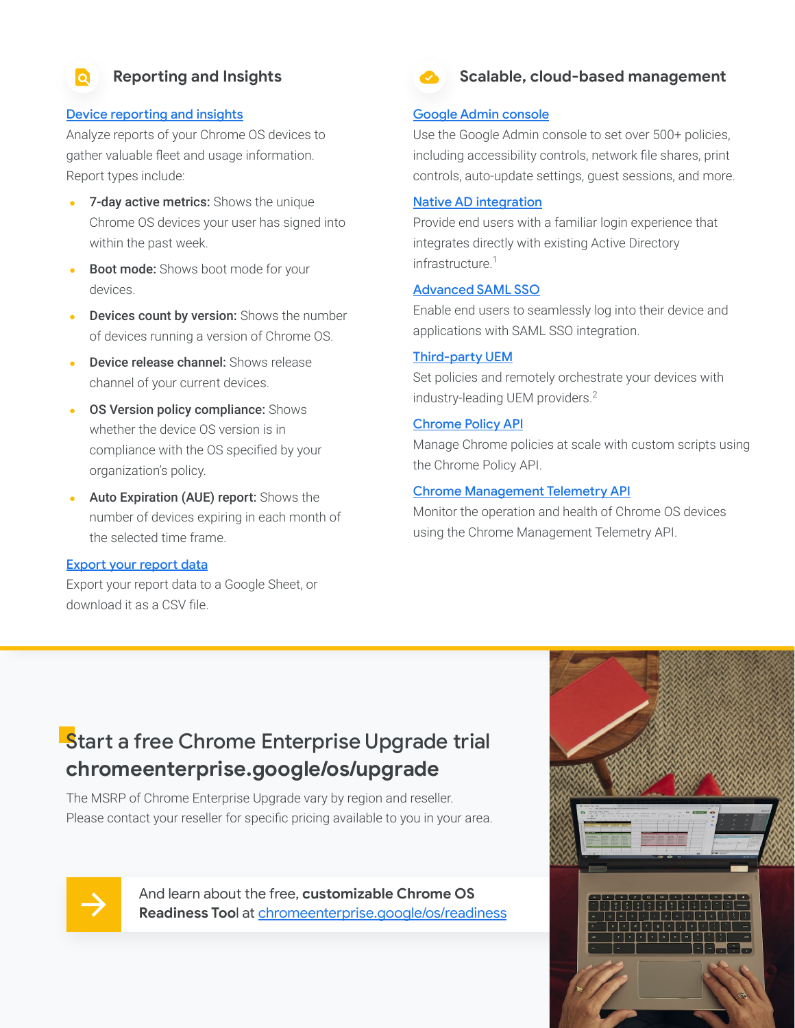## Reporting and Insights

**Device reporting and insights**

Analyze reports of your Chrome OS devices to gather valuable fleet and usage information. Report types include:

- **7-day active metrics:** Shows the unique Chrome OS devices your user has signed into within the past week.
- **Boot mode:** Shows boot mode for your devices.
- **Devices count by version:** Shows the number of devices running a version of Chrome OS.
- **Device release channel:** Shows release channel of your current devices.
- **OS Version policy compliance:** Shows whether the device OS version is in compliance with the OS specified by your organization's policy.
- **Auto Expiration (AUE) report:** Shows the number of devices expiring in each month of the selected time frame.

**Export your report data**

Export your report data to a Google Sheet, or download it as a CSV file.

## Scalable, cloud-based management

**Google Admin console**

Use the Google Admin console to set over 500+ policies, including accessibility controls, network file shares, print controls, auto-update settings, guest sessions, and more.

**Native AD integration**

Provide end users with a familiar login experience that integrates directly with existing Active Directory infrastructure.[1]

**Advanced SAML SSO**

Enable end users to seamlessly log into their device and applications with SAML SSO integration.

**Third-party UEM**

Set policies and remotely orchestrate your devices with industry-leading UEM providers.[2]

**Chrome Policy API**

Manage Chrome policies at scale with custom scripts using the Chrome Policy API.

**Chrome Management Telemetry API**

Monitor the operation and health of Chrome OS devices using the Chrome Management Telemetry API.

## Start a free Chrome Enterprise Upgrade trial chromeenterprise.google/os/upgrade

The MSRP of Chrome Enterprise Upgrade vary by region and reseller. Please contact your reseller for specific pricing available to you in your area.

And learn about the free, **customizable Chrome OS Readiness Tool** at chromeenterprise.google/os/readiness